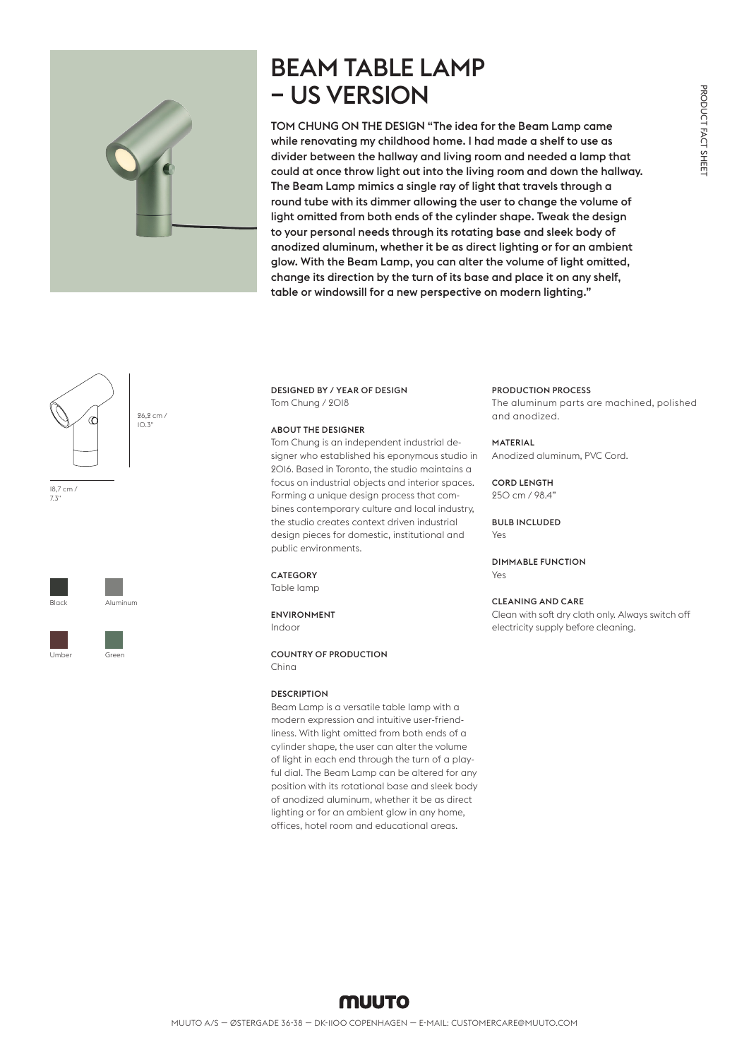# BEAM TABLE LAMP – US VERSION

**TOM CHUNG ON THE DESIGN "The idea for the Beam Lamp came while renovating my childhood home. I had made a shelf to use as divider between the hallway and living room and needed a lamp that could at once throw light out into the living room and down the hallway. The Beam Lamp mimics a single ray of light that travels through a round tube with its dimmer allowing the user to change the volume of light omitted from both ends of the cylinder shape. Tweak the design to your personal needs through its rotating base and sleek body of anodized aluminum, whether it be as direct lighting or for an ambient glow. With the Beam Lamp, you can alter the volume of light omitted, change its direction by the turn of its base and place it on any shelf, table or windowsill for a new perspective on modern lighting."**

26,2 cm / 10.3"

18,7 cm / 7.3"

Black
Aluminum
Umber
Green

**DESIGNED BY / YEAR OF DESIGN**
Tom Chung / 2018

**ABOUT THE DESIGNER**
Tom Chung is an independent industrial designer who established his eponymous studio in 2016. Based in Toronto, the studio maintains a focus on industrial objects and interior spaces. Forming a unique design process that combines contemporary culture and local industry, the studio creates context driven industrial design pieces for domestic, institutional and public environments.

**CATEGORY**
Table lamp

**ENVIRONMENT**
Indoor

**COUNTRY OF PRODUCTION**
China

**DESCRIPTION**
Beam Lamp is a versatile table lamp with a modern expression and intuitive user-friendliness. With light omitted from both ends of a cylinder shape, the user can alter the volume of light in each end through the turn of a playful dial. The Beam Lamp can be altered for any position with its rotational base and sleek body of anodized aluminum, whether it be as direct lighting or for an ambient glow in any home, offices, hotel room and educational areas.

**PRODUCTION PROCESS**
The aluminum parts are machined, polished and anodized.

**MATERIAL**
Anodized aluminum, PVC Cord.

**CORD LENGTH**
250 cm / 98.4"

**BULB INCLUDED**
Yes

**DIMMABLE FUNCTION**
Yes

**CLEANING AND CARE**
Clean with soft dry cloth only. Always switch off electricity supply before cleaning.

MUUTO

MUUTO A/S — ØSTERGADE 36-38 — DK-1100 COPENHAGEN — E-MAIL: CUSTOMERCARE@MUUTO.COM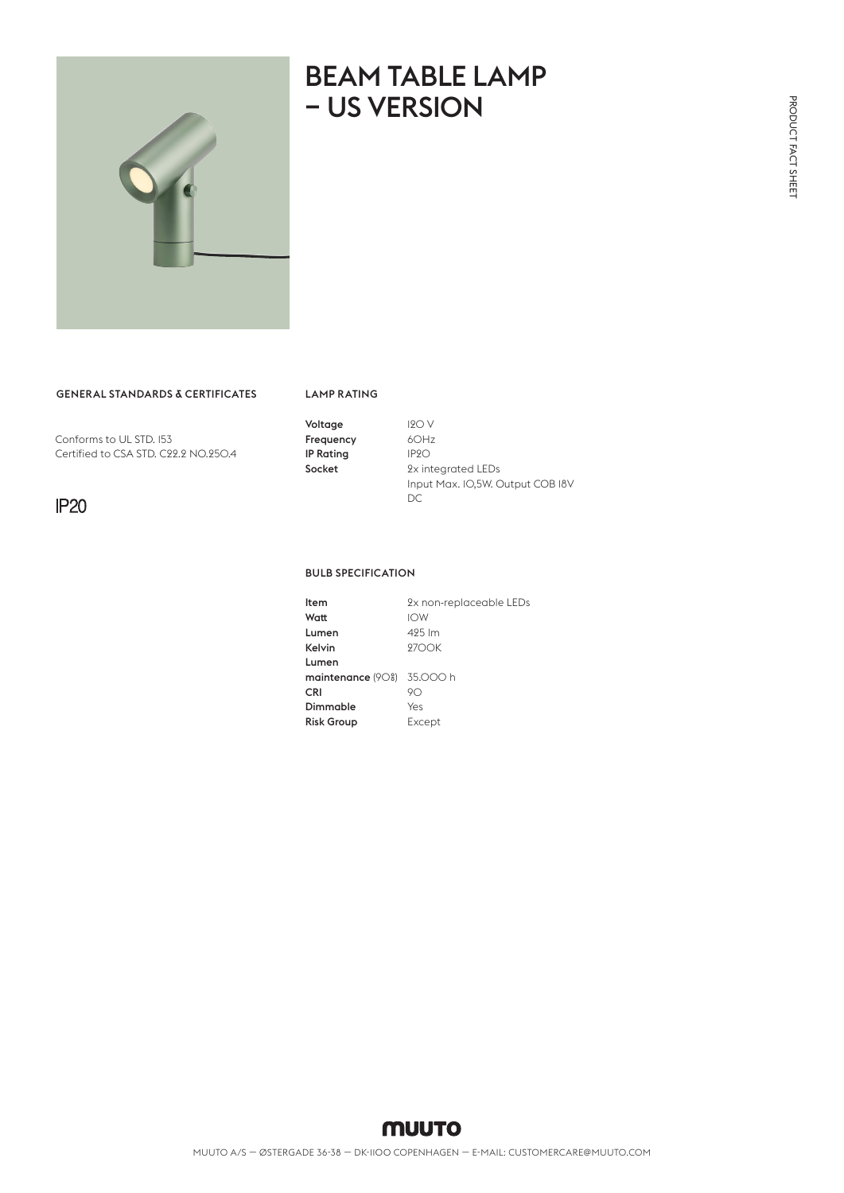# BEAM TABLE LAMP – US VERSION

### GENERAL STANDARDS & CERTIFICATES

Conforms to UL STD. 153
Certified to CSA STD. C22.2 NO.250.4

IP20

### LAMP RATING

| | |
|---|---|
| **Voltage** | 120 V |
| **Frequency** | 60Hz |
| **IP Rating** | IP20 |
| **Socket** | 2x integrated LEDs<br>Input Max. 10,5W. Output COB 18V DC |

### BULB SPECIFICATION

| | |
|---|---|
| **Item** | 2x non-replaceable LEDs |
| **Watt** | 10W |
| **Lumen** | 425 lm |
| **Kelvin** | 2700K |
| **Lumen maintenance** (90%) | 35.000 h |
| **CRI** | 90 |
| **Dimmable** | Yes |
| **Risk Group** | Except |